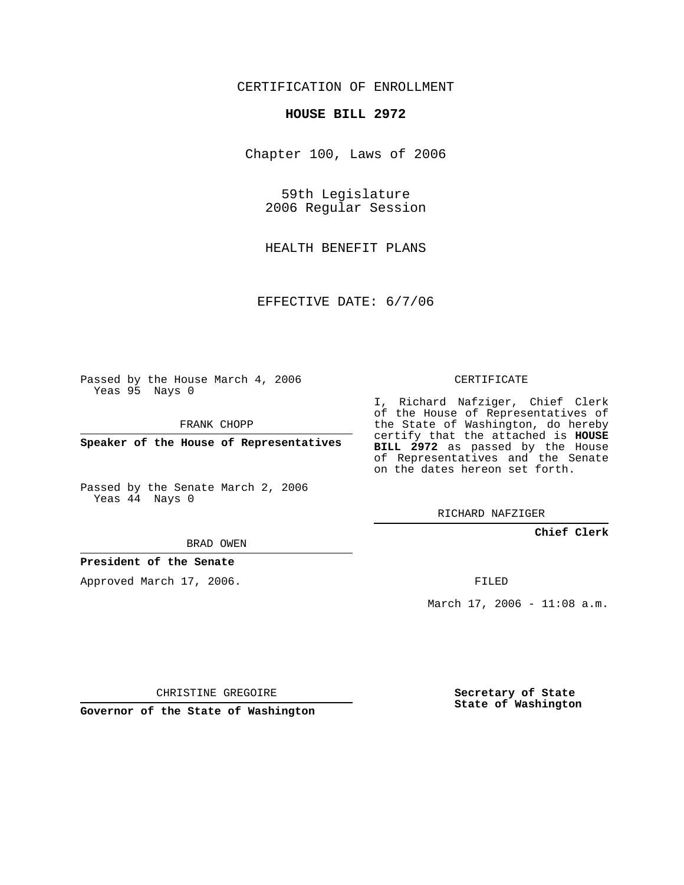CERTIFICATION OF ENROLLMENT

**HOUSE BILL 2972**

Chapter 100, Laws of 2006

59th Legislature
2006 Regular Session

HEALTH BENEFIT PLANS

EFFECTIVE DATE: 6/7/06

Passed by the House March 4, 2006
Yeas 95 Nays 0

FRANK CHOPP

**Speaker of the House of Representatives**

Passed by the Senate March 2, 2006
Yeas 44 Nays 0

BRAD OWEN

**President of the Senate**

Approved March 17, 2006.

CHRISTINE GREGOIRE

**Governor of the State of Washington**

CERTIFICATE

I, Richard Nafziger, Chief Clerk of the House of Representatives of the State of Washington, do hereby certify that the attached is **HOUSE BILL 2972** as passed by the House of Representatives and the Senate on the dates hereon set forth.

RICHARD NAFZIGER

**Chief Clerk**

FILED

March 17, 2006 - 11:08 a.m.

**Secretary of State**
**State of Washington**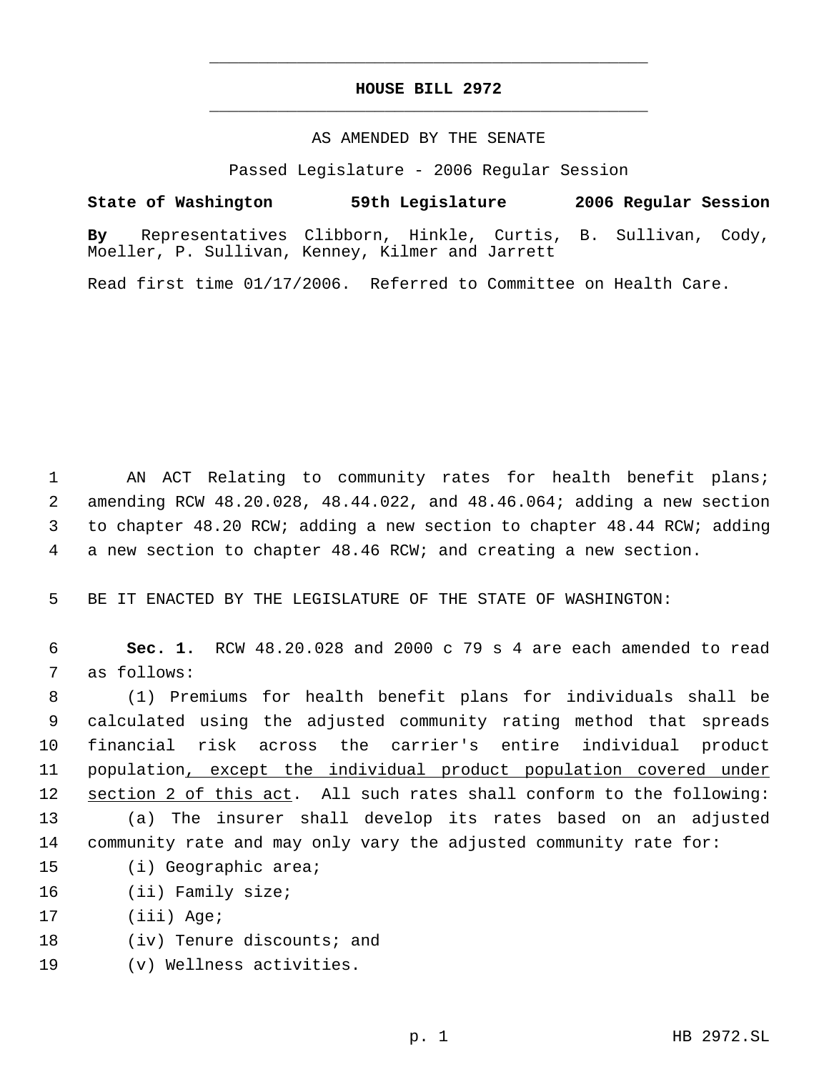# HOUSE BILL 2972

AS AMENDED BY THE SENATE

Passed Legislature - 2006 Regular Session

**State of Washington 59th Legislature 2006 Regular Session**

**By** Representatives Clibborn, Hinkle, Curtis, B. Sullivan, Cody, Moeller, P. Sullivan, Kenney, Kilmer and Jarrett

Read first time 01/17/2006. Referred to Committee on Health Care.

AN ACT Relating to community rates for health benefit plans; amending RCW 48.20.028, 48.44.022, and 48.46.064; adding a new section to chapter 48.20 RCW; adding a new section to chapter 48.44 RCW; adding a new section to chapter 48.46 RCW; and creating a new section.

BE IT ENACTED BY THE LEGISLATURE OF THE STATE OF WASHINGTON:

**Sec. 1.** RCW 48.20.028 and 2000 c 79 s 4 are each amended to read as follows:

(1) Premiums for health benefit plans for individuals shall be calculated using the adjusted community rating method that spreads financial risk across the carrier's entire individual product population<u>, except the individual product population covered under section 2 of this act</u>. All such rates shall conform to the following:

(a) The insurer shall develop its rates based on an adjusted community rate and may only vary the adjusted community rate for:

(i) Geographic area;

(ii) Family size;

(iii) Age;

(iv) Tenure discounts; and

(v) Wellness activities.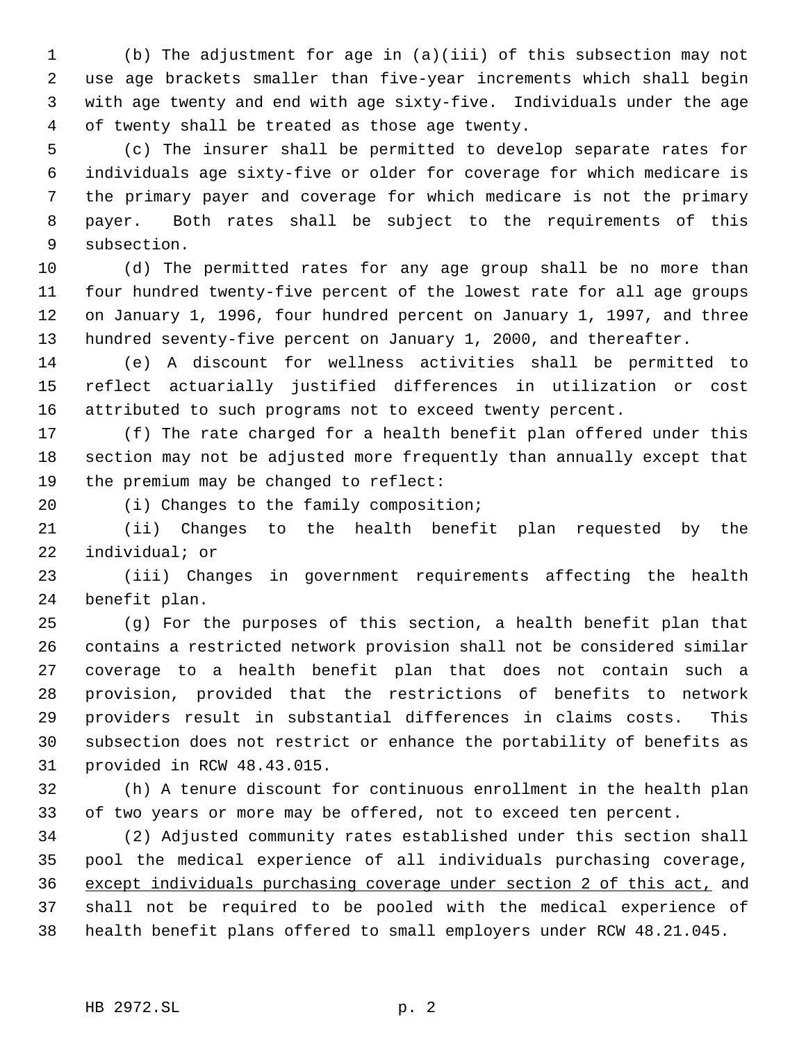(b) The adjustment for age in (a)(iii) of this subsection may not use age brackets smaller than five-year increments which shall begin with age twenty and end with age sixty-five. Individuals under the age of twenty shall be treated as those age twenty.

(c) The insurer shall be permitted to develop separate rates for individuals age sixty-five or older for coverage for which medicare is the primary payer and coverage for which medicare is not the primary payer. Both rates shall be subject to the requirements of this subsection.

(d) The permitted rates for any age group shall be no more than four hundred twenty-five percent of the lowest rate for all age groups on January 1, 1996, four hundred percent on January 1, 1997, and three hundred seventy-five percent on January 1, 2000, and thereafter.

(e) A discount for wellness activities shall be permitted to reflect actuarially justified differences in utilization or cost attributed to such programs not to exceed twenty percent.

(f) The rate charged for a health benefit plan offered under this section may not be adjusted more frequently than annually except that the premium may be changed to reflect:

(i) Changes to the family composition;

(ii) Changes to the health benefit plan requested by the individual; or

(iii) Changes in government requirements affecting the health benefit plan.

(g) For the purposes of this section, a health benefit plan that contains a restricted network provision shall not be considered similar coverage to a health benefit plan that does not contain such a provision, provided that the restrictions of benefits to network providers result in substantial differences in claims costs. This subsection does not restrict or enhance the portability of benefits as provided in RCW 48.43.015.

(h) A tenure discount for continuous enrollment in the health plan of two years or more may be offered, not to exceed ten percent.

(2) Adjusted community rates established under this section shall pool the medical experience of all individuals purchasing coverage, <u>except individuals purchasing coverage under section 2 of this act,</u> and shall not be required to be pooled with the medical experience of health benefit plans offered to small employers under RCW 48.21.045.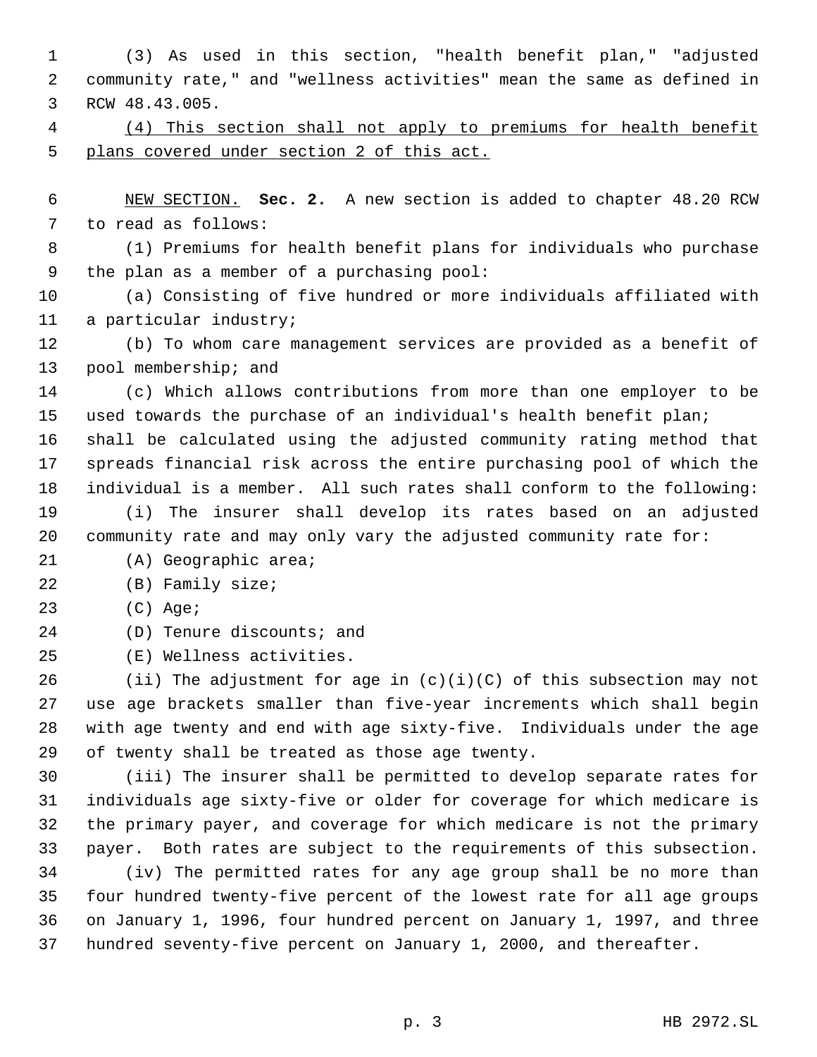(3) As used in this section, "health benefit plan," "adjusted community rate," and "wellness activities" mean the same as defined in RCW 48.43.005.

<u>(4) This section shall not apply to premiums for health benefit plans covered under section 2 of this act.</u>

<u>NEW SECTION.</u> **Sec. 2.** A new section is added to chapter 48.20 RCW to read as follows:

(1) Premiums for health benefit plans for individuals who purchase the plan as a member of a purchasing pool:

(a) Consisting of five hundred or more individuals affiliated with a particular industry;

(b) To whom care management services are provided as a benefit of pool membership; and

(c) Which allows contributions from more than one employer to be used towards the purchase of an individual's health benefit plan;

shall be calculated using the adjusted community rating method that spreads financial risk across the entire purchasing pool of which the individual is a member. All such rates shall conform to the following:

(i) The insurer shall develop its rates based on an adjusted community rate and may only vary the adjusted community rate for:

(A) Geographic area;

(B) Family size;

(C) Age;

(D) Tenure discounts; and

(E) Wellness activities.

(ii) The adjustment for age in (c)(i)(C) of this subsection may not use age brackets smaller than five-year increments which shall begin with age twenty and end with age sixty-five. Individuals under the age of twenty shall be treated as those age twenty.

(iii) The insurer shall be permitted to develop separate rates for individuals age sixty-five or older for coverage for which medicare is the primary payer, and coverage for which medicare is not the primary payer. Both rates are subject to the requirements of this subsection.

(iv) The permitted rates for any age group shall be no more than four hundred twenty-five percent of the lowest rate for all age groups on January 1, 1996, four hundred percent on January 1, 1997, and three hundred seventy-five percent on January 1, 2000, and thereafter.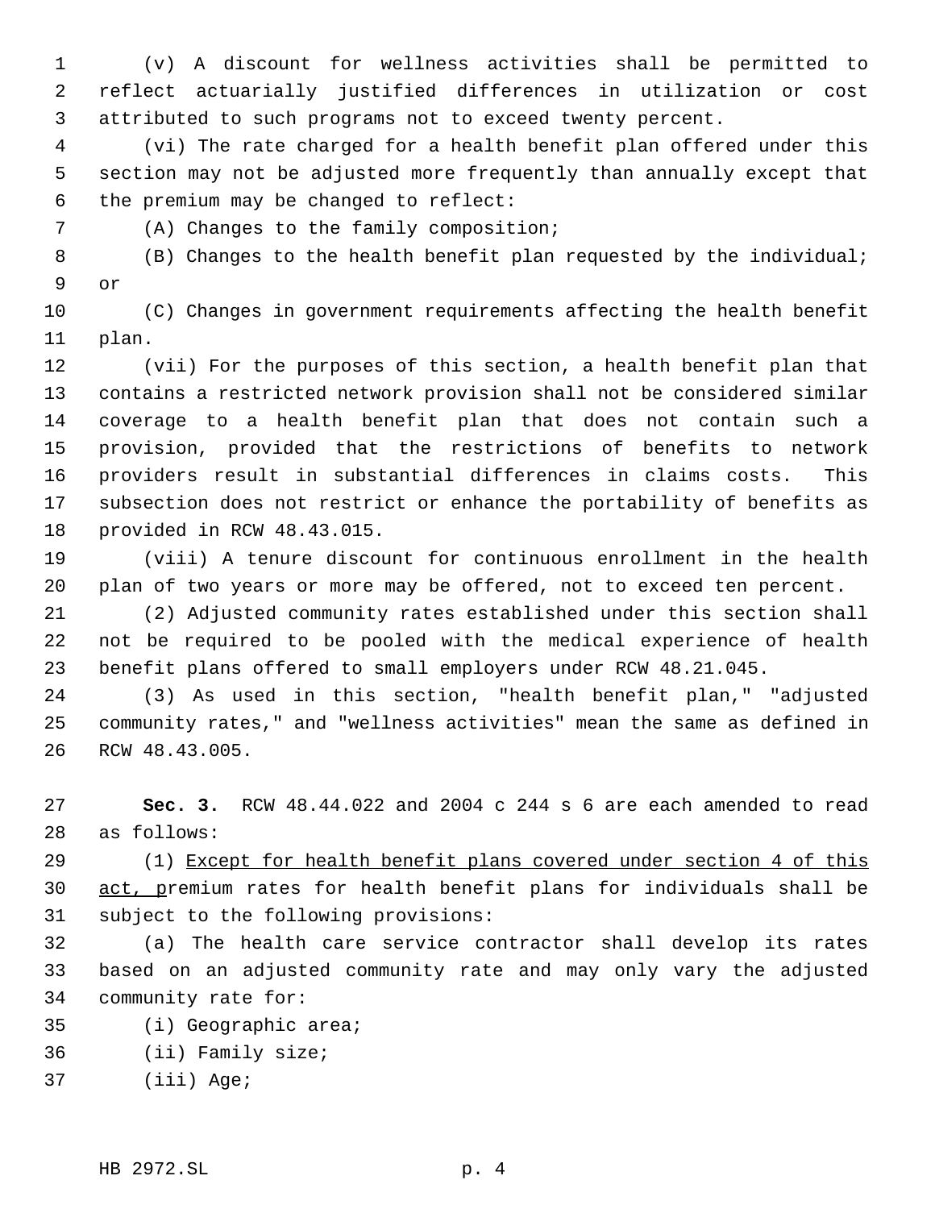(v) A discount for wellness activities shall be permitted to reflect actuarially justified differences in utilization or cost attributed to such programs not to exceed twenty percent.

(vi) The rate charged for a health benefit plan offered under this section may not be adjusted more frequently than annually except that the premium may be changed to reflect:

(A) Changes to the family composition;

(B) Changes to the health benefit plan requested by the individual; or

(C) Changes in government requirements affecting the health benefit plan.

(vii) For the purposes of this section, a health benefit plan that contains a restricted network provision shall not be considered similar coverage to a health benefit plan that does not contain such a provision, provided that the restrictions of benefits to network providers result in substantial differences in claims costs. This subsection does not restrict or enhance the portability of benefits as provided in RCW 48.43.015.

(viii) A tenure discount for continuous enrollment in the health plan of two years or more may be offered, not to exceed ten percent.

(2) Adjusted community rates established under this section shall not be required to be pooled with the medical experience of health benefit plans offered to small employers under RCW 48.21.045.

(3) As used in this section, "health benefit plan," "adjusted community rates," and "wellness activities" mean the same as defined in RCW 48.43.005.

**Sec. 3.** RCW 48.44.022 and 2004 c 244 s 6 are each amended to read as follows:

(1) Except for health benefit plans covered under section 4 of this act, premium rates for health benefit plans for individuals shall be subject to the following provisions:

(a) The health care service contractor shall develop its rates based on an adjusted community rate and may only vary the adjusted community rate for:

(i) Geographic area;

(ii) Family size;

(iii) Age;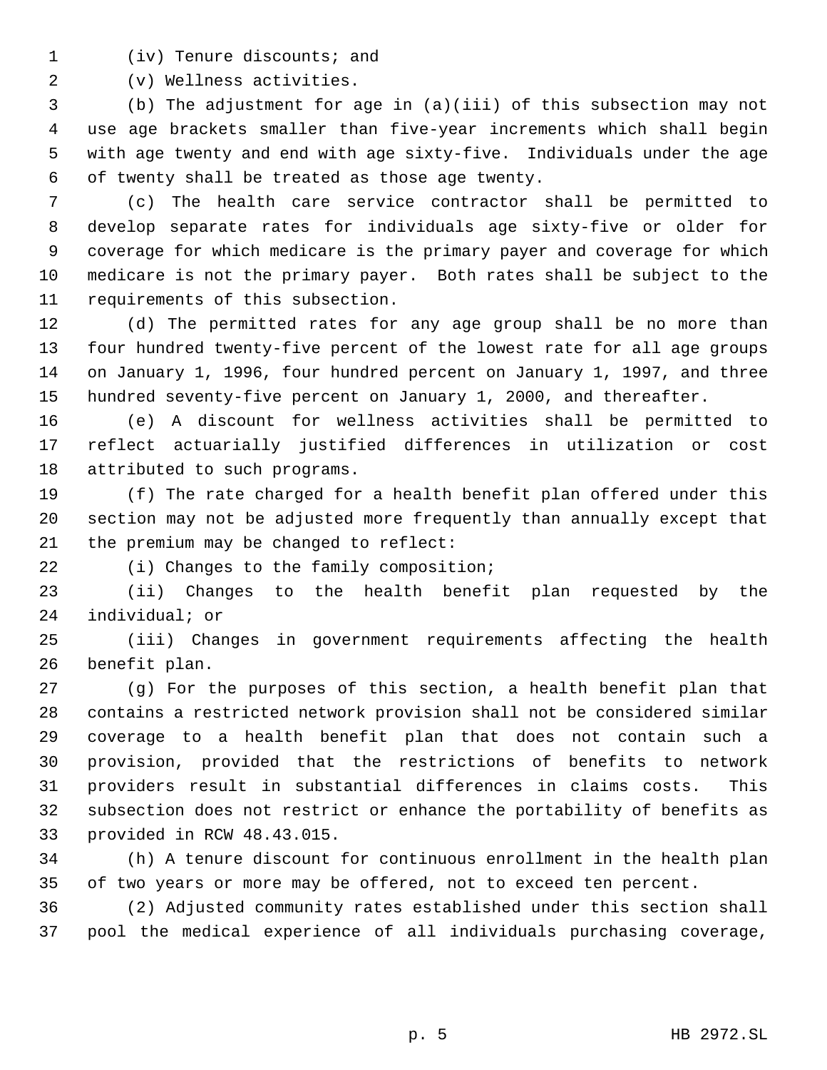(iv) Tenure discounts; and

(v) Wellness activities.

(b) The adjustment for age in (a)(iii) of this subsection may not use age brackets smaller than five-year increments which shall begin with age twenty and end with age sixty-five. Individuals under the age of twenty shall be treated as those age twenty.

(c) The health care service contractor shall be permitted to develop separate rates for individuals age sixty-five or older for coverage for which medicare is the primary payer and coverage for which medicare is not the primary payer. Both rates shall be subject to the requirements of this subsection.

(d) The permitted rates for any age group shall be no more than four hundred twenty-five percent of the lowest rate for all age groups on January 1, 1996, four hundred percent on January 1, 1997, and three hundred seventy-five percent on January 1, 2000, and thereafter.

(e) A discount for wellness activities shall be permitted to reflect actuarially justified differences in utilization or cost attributed to such programs.

(f) The rate charged for a health benefit plan offered under this section may not be adjusted more frequently than annually except that the premium may be changed to reflect:

(i) Changes to the family composition;

(ii) Changes to the health benefit plan requested by the individual; or

(iii) Changes in government requirements affecting the health benefit plan.

(g) For the purposes of this section, a health benefit plan that contains a restricted network provision shall not be considered similar coverage to a health benefit plan that does not contain such a provision, provided that the restrictions of benefits to network providers result in substantial differences in claims costs. This subsection does not restrict or enhance the portability of benefits as provided in RCW 48.43.015.

(h) A tenure discount for continuous enrollment in the health plan of two years or more may be offered, not to exceed ten percent.

(2) Adjusted community rates established under this section shall pool the medical experience of all individuals purchasing coverage,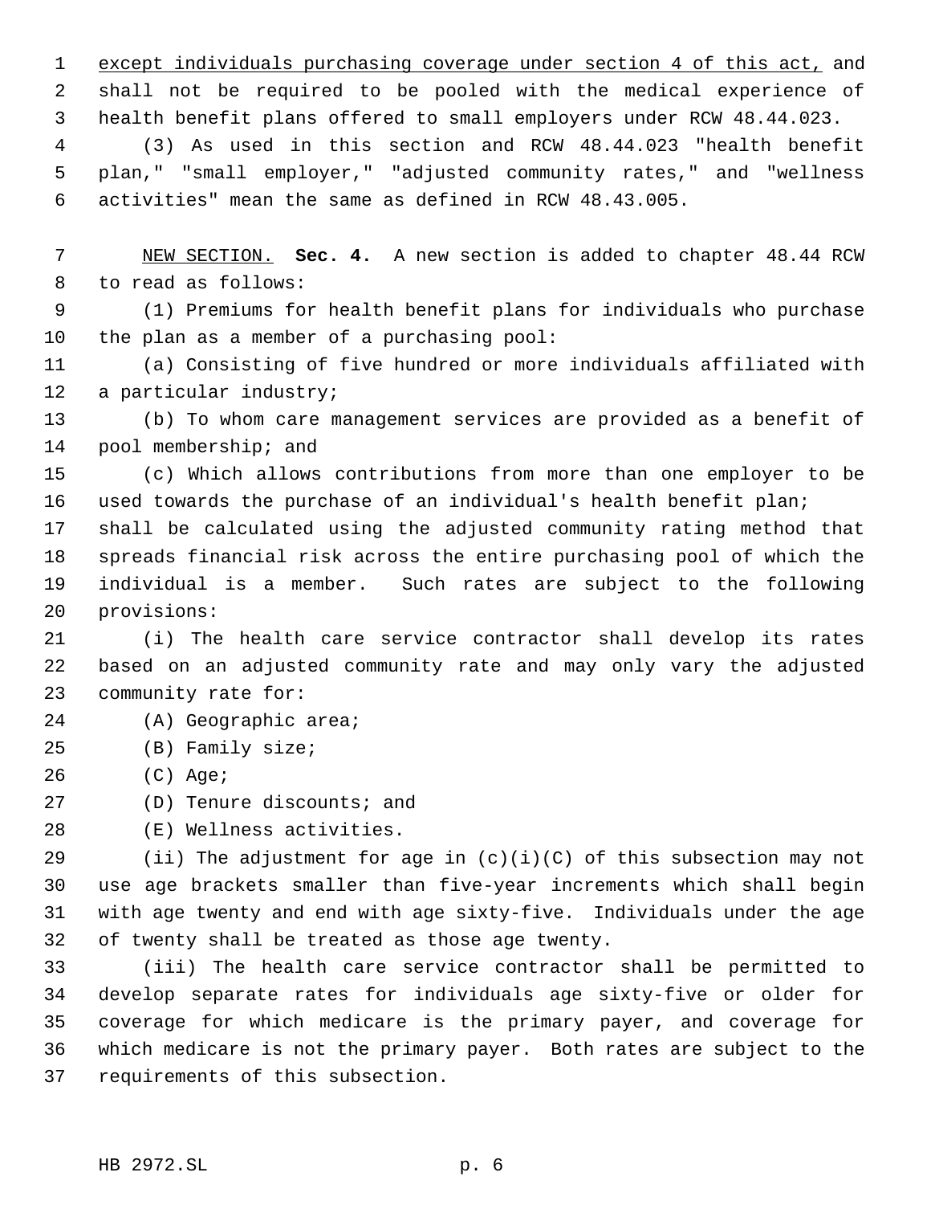except individuals purchasing coverage under section 4 of this act, and shall not be required to be pooled with the medical experience of health benefit plans offered to small employers under RCW 48.44.023.

(3) As used in this section and RCW 48.44.023 "health benefit plan," "small employer," "adjusted community rates," and "wellness activities" mean the same as defined in RCW 48.43.005.

NEW SECTION. **Sec. 4.** A new section is added to chapter 48.44 RCW to read as follows:

(1) Premiums for health benefit plans for individuals who purchase the plan as a member of a purchasing pool:

(a) Consisting of five hundred or more individuals affiliated with a particular industry;

(b) To whom care management services are provided as a benefit of pool membership; and

(c) Which allows contributions from more than one employer to be used towards the purchase of an individual's health benefit plan;

shall be calculated using the adjusted community rating method that spreads financial risk across the entire purchasing pool of which the individual is a member. Such rates are subject to the following provisions:

(i) The health care service contractor shall develop its rates based on an adjusted community rate and may only vary the adjusted community rate for:

(A) Geographic area;

(B) Family size;

(C) Age;

(D) Tenure discounts; and

(E) Wellness activities.

(ii) The adjustment for age in (c)(i)(C) of this subsection may not use age brackets smaller than five-year increments which shall begin with age twenty and end with age sixty-five. Individuals under the age of twenty shall be treated as those age twenty.

(iii) The health care service contractor shall be permitted to develop separate rates for individuals age sixty-five or older for coverage for which medicare is the primary payer, and coverage for which medicare is not the primary payer. Both rates are subject to the requirements of this subsection.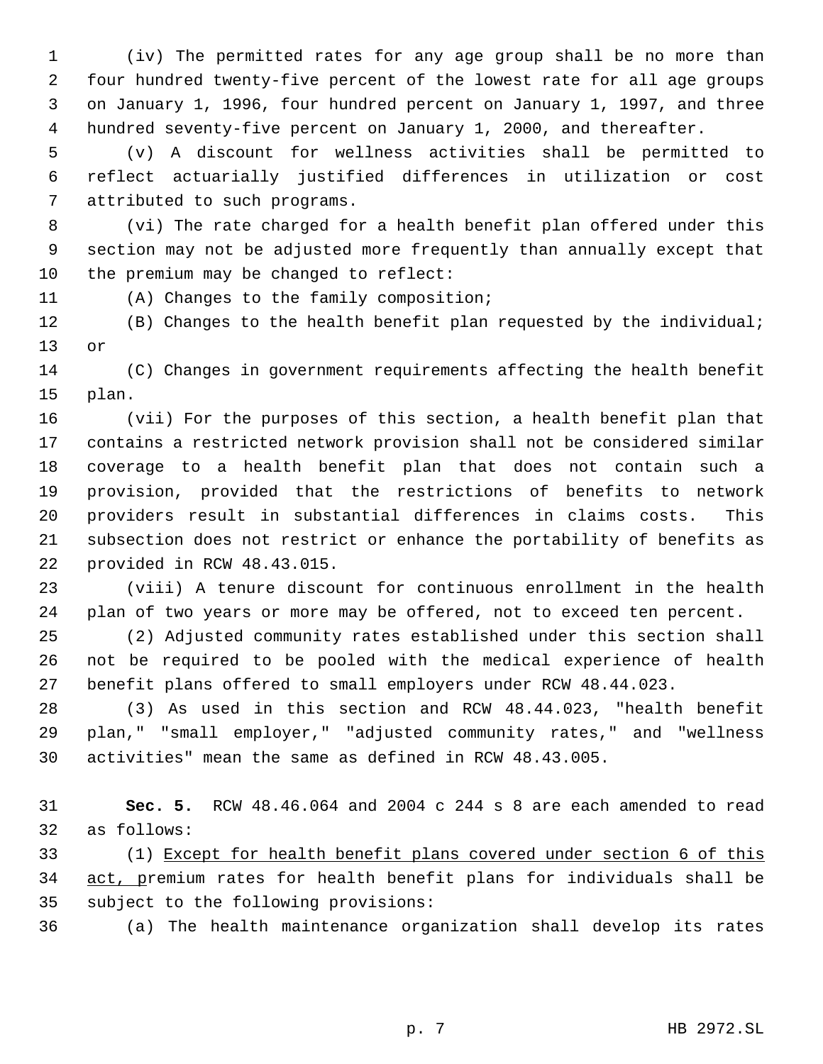(iv) The permitted rates for any age group shall be no more than four hundred twenty-five percent of the lowest rate for all age groups on January 1, 1996, four hundred percent on January 1, 1997, and three hundred seventy-five percent on January 1, 2000, and thereafter.

(v) A discount for wellness activities shall be permitted to reflect actuarially justified differences in utilization or cost attributed to such programs.

(vi) The rate charged for a health benefit plan offered under this section may not be adjusted more frequently than annually except that the premium may be changed to reflect:

(A) Changes to the family composition;

(B) Changes to the health benefit plan requested by the individual; or

(C) Changes in government requirements affecting the health benefit plan.

(vii) For the purposes of this section, a health benefit plan that contains a restricted network provision shall not be considered similar coverage to a health benefit plan that does not contain such a provision, provided that the restrictions of benefits to network providers result in substantial differences in claims costs. This subsection does not restrict or enhance the portability of benefits as provided in RCW 48.43.015.

(viii) A tenure discount for continuous enrollment in the health plan of two years or more may be offered, not to exceed ten percent.

(2) Adjusted community rates established under this section shall not be required to be pooled with the medical experience of health benefit plans offered to small employers under RCW 48.44.023.

(3) As used in this section and RCW 48.44.023, "health benefit plan," "small employer," "adjusted community rates," and "wellness activities" mean the same as defined in RCW 48.43.005.

**Sec. 5.** RCW 48.46.064 and 2004 c 244 s 8 are each amended to read as follows:

(1) <u>Except for health benefit plans covered under section 6 of this act, p</u>remium rates for health benefit plans for individuals shall be subject to the following provisions:

(a) The health maintenance organization shall develop its rates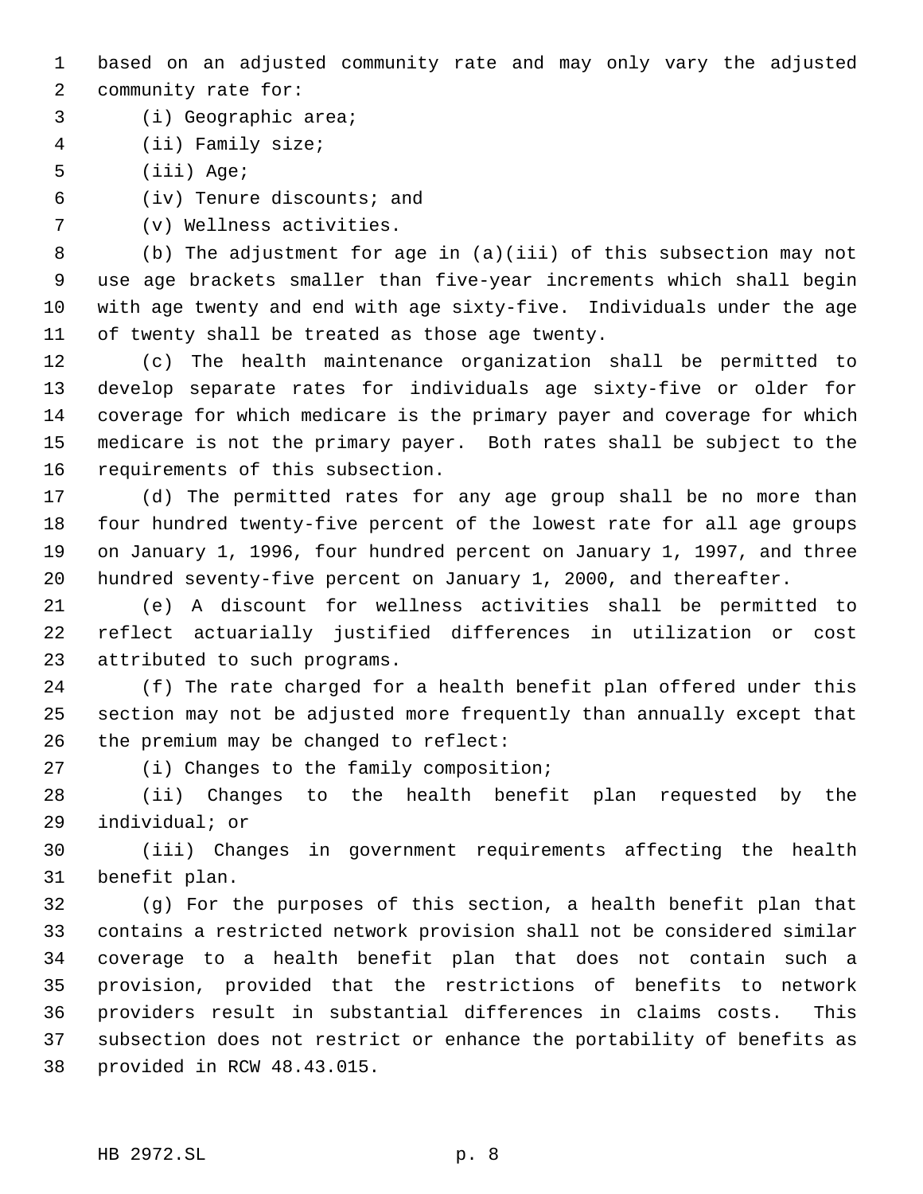based on an adjusted community rate and may only vary the adjusted community rate for:

(i) Geographic area;

(ii) Family size;

(iii) Age;

(iv) Tenure discounts; and

(v) Wellness activities.

(b) The adjustment for age in (a)(iii) of this subsection may not use age brackets smaller than five-year increments which shall begin with age twenty and end with age sixty-five. Individuals under the age of twenty shall be treated as those age twenty.

(c) The health maintenance organization shall be permitted to develop separate rates for individuals age sixty-five or older for coverage for which medicare is the primary payer and coverage for which medicare is not the primary payer. Both rates shall be subject to the requirements of this subsection.

(d) The permitted rates for any age group shall be no more than four hundred twenty-five percent of the lowest rate for all age groups on January 1, 1996, four hundred percent on January 1, 1997, and three hundred seventy-five percent on January 1, 2000, and thereafter.

(e) A discount for wellness activities shall be permitted to reflect actuarially justified differences in utilization or cost attributed to such programs.

(f) The rate charged for a health benefit plan offered under this section may not be adjusted more frequently than annually except that the premium may be changed to reflect:

(i) Changes to the family composition;

(ii) Changes to the health benefit plan requested by the individual; or

(iii) Changes in government requirements affecting the health benefit plan.

(g) For the purposes of this section, a health benefit plan that contains a restricted network provision shall not be considered similar coverage to a health benefit plan that does not contain such a provision, provided that the restrictions of benefits to network providers result in substantial differences in claims costs. This subsection does not restrict or enhance the portability of benefits as provided in RCW 48.43.015.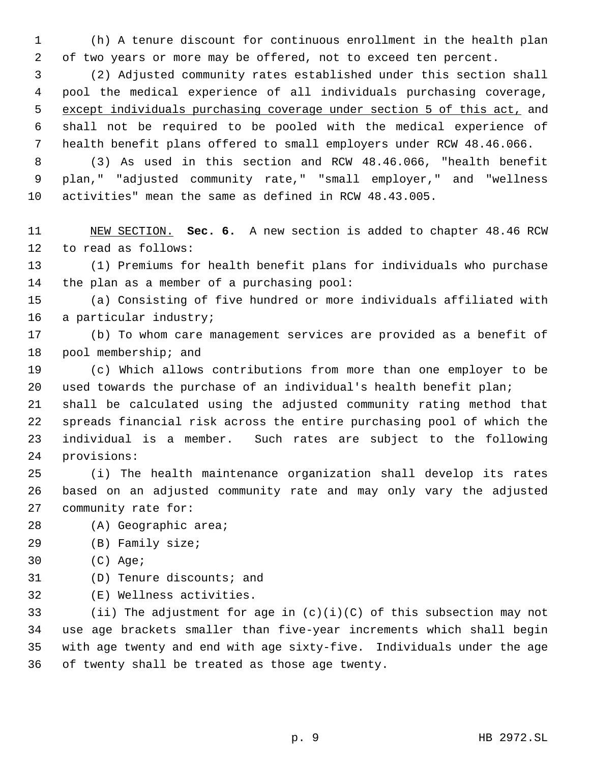(h) A tenure discount for continuous enrollment in the health plan of two years or more may be offered, not to exceed ten percent.

(2) Adjusted community rates established under this section shall pool the medical experience of all individuals purchasing coverage, <u>except individuals purchasing coverage under section 5 of this act,</u> and shall not be required to be pooled with the medical experience of health benefit plans offered to small employers under RCW 48.46.066.

(3) As used in this section and RCW 48.46.066, "health benefit plan," "adjusted community rate," "small employer," and "wellness activities" mean the same as defined in RCW 48.43.005.

<u>NEW SECTION.</u> **Sec. 6.** A new section is added to chapter 48.46 RCW to read as follows:

(1) Premiums for health benefit plans for individuals who purchase the plan as a member of a purchasing pool:

(a) Consisting of five hundred or more individuals affiliated with a particular industry;

(b) To whom care management services are provided as a benefit of pool membership; and

(c) Which allows contributions from more than one employer to be used towards the purchase of an individual's health benefit plan;

shall be calculated using the adjusted community rating method that spreads financial risk across the entire purchasing pool of which the individual is a member. Such rates are subject to the following provisions:

(i) The health maintenance organization shall develop its rates based on an adjusted community rate and may only vary the adjusted community rate for:

(A) Geographic area;

(B) Family size;

(C) Age;

(D) Tenure discounts; and

(E) Wellness activities.

(ii) The adjustment for age in (c)(i)(C) of this subsection may not use age brackets smaller than five-year increments which shall begin with age twenty and end with age sixty-five. Individuals under the age of twenty shall be treated as those age twenty.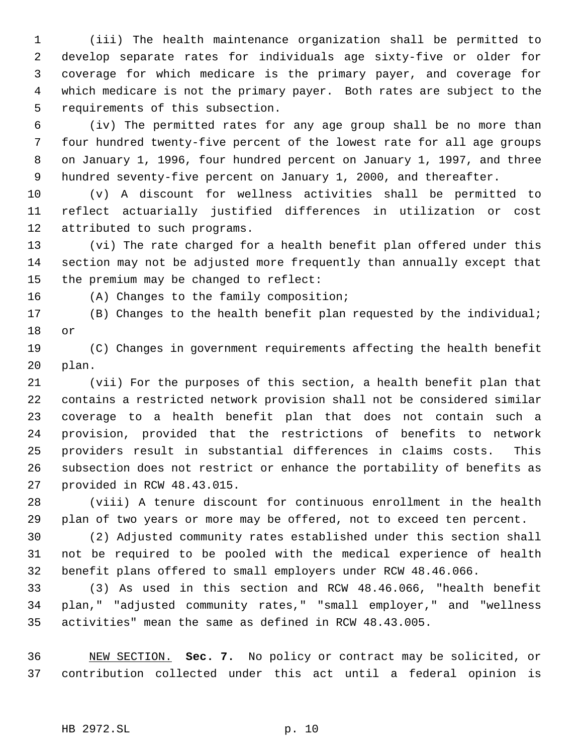(iii) The health maintenance organization shall be permitted to develop separate rates for individuals age sixty-five or older for coverage for which medicare is the primary payer, and coverage for which medicare is not the primary payer. Both rates are subject to the requirements of this subsection.

(iv) The permitted rates for any age group shall be no more than four hundred twenty-five percent of the lowest rate for all age groups on January 1, 1996, four hundred percent on January 1, 1997, and three hundred seventy-five percent on January 1, 2000, and thereafter.

(v) A discount for wellness activities shall be permitted to reflect actuarially justified differences in utilization or cost attributed to such programs.

(vi) The rate charged for a health benefit plan offered under this section may not be adjusted more frequently than annually except that the premium may be changed to reflect:

(A) Changes to the family composition;

(B) Changes to the health benefit plan requested by the individual; or

(C) Changes in government requirements affecting the health benefit plan.

(vii) For the purposes of this section, a health benefit plan that contains a restricted network provision shall not be considered similar coverage to a health benefit plan that does not contain such a provision, provided that the restrictions of benefits to network providers result in substantial differences in claims costs. This subsection does not restrict or enhance the portability of benefits as provided in RCW 48.43.015.

(viii) A tenure discount for continuous enrollment in the health plan of two years or more may be offered, not to exceed ten percent.

(2) Adjusted community rates established under this section shall not be required to be pooled with the medical experience of health benefit plans offered to small employers under RCW 48.46.066.

(3) As used in this section and RCW 48.46.066, "health benefit plan," "adjusted community rates," "small employer," and "wellness activities" mean the same as defined in RCW 48.43.005.

NEW SECTION. **Sec. 7.** No policy or contract may be solicited, or contribution collected under this act until a federal opinion is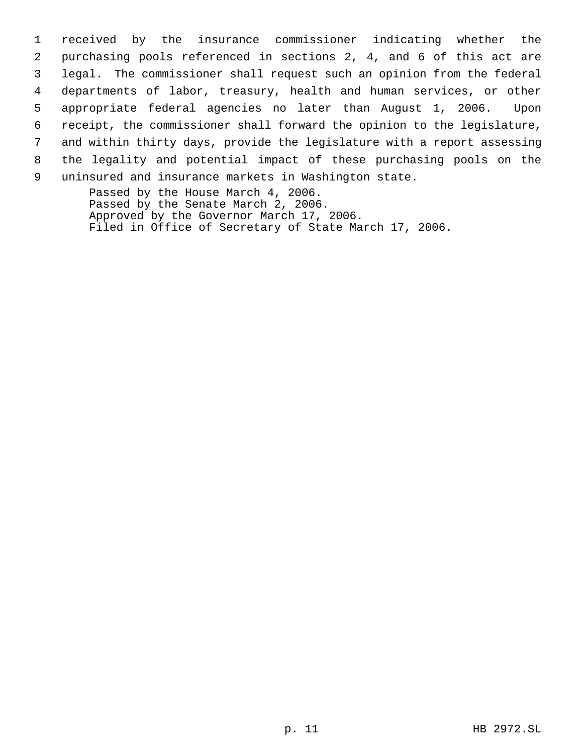received by the insurance commissioner indicating whether the purchasing pools referenced in sections 2, 4, and 6 of this act are legal. The commissioner shall request such an opinion from the federal departments of labor, treasury, health and human services, or other appropriate federal agencies no later than August 1, 2006. Upon receipt, the commissioner shall forward the opinion to the legislature, and within thirty days, provide the legislature with a report assessing the legality and potential impact of these purchasing pools on the uninsured and insurance markets in Washington state.

Passed by the House March 4, 2006.
Passed by the Senate March 2, 2006.
Approved by the Governor March 17, 2006.
Filed in Office of Secretary of State March 17, 2006.